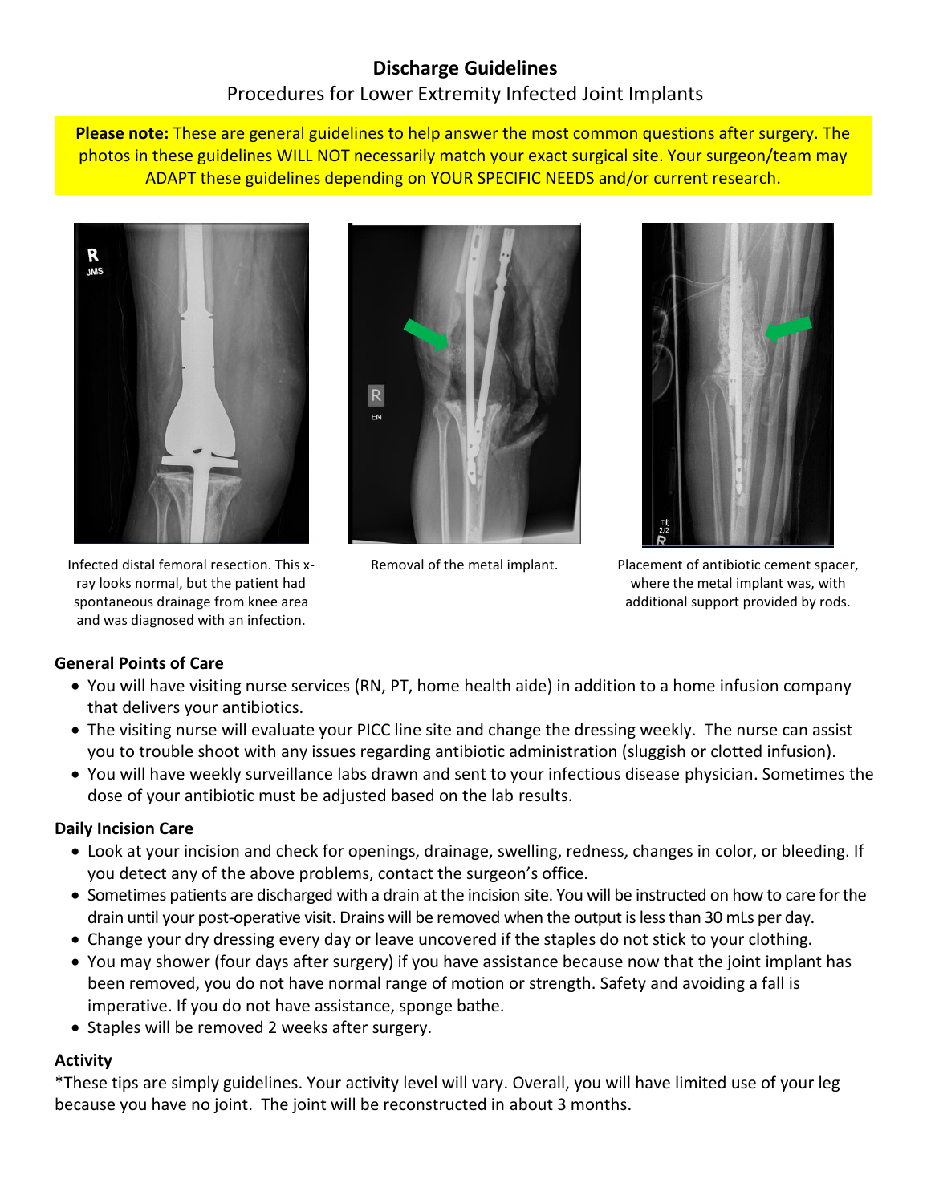# Discharge Guidelines

## Procedures for Lower Extremity Infected Joint Implants

**Please note:** These are general guidelines to help answer the most common questions after surgery. The photos in these guidelines WILL NOT necessarily match your exact surgical site. Your surgeon/team may ADAPT these guidelines depending on YOUR SPECIFIC NEEDS and/or current research.

Infected distal femoral resection. This x-ray looks normal, but the patient had spontaneous drainage from knee area and was diagnosed with an infection.

Removal of the metal implant.

Placement of antibiotic cement spacer, where the metal implant was, with additional support provided by rods.

### General Points of Care

- You will have visiting nurse services (RN, PT, home health aide) in addition to a home infusion company that delivers your antibiotics.
- The visiting nurse will evaluate your PICC line site and change the dressing weekly. The nurse can assist you to trouble shoot with any issues regarding antibiotic administration (sluggish or clotted infusion).
- You will have weekly surveillance labs drawn and sent to your infectious disease physician. Sometimes the dose of your antibiotic must be adjusted based on the lab results.

### Daily Incision Care

- Look at your incision and check for openings, drainage, swelling, redness, changes in color, or bleeding. If you detect any of the above problems, contact the surgeon's office.
- Sometimes patients are discharged with a drain at the incision site. You will be instructed on how to care for the drain until your post-operative visit. Drains will be removed when the output is less than 30 mLs per day.
- Change your dry dressing every day or leave uncovered if the staples do not stick to your clothing.
- You may shower (four days after surgery) if you have assistance because now that the joint implant has been removed, you do not have normal range of motion or strength. Safety and avoiding a fall is imperative. If you do not have assistance, sponge bathe.
- Staples will be removed 2 weeks after surgery.

### Activity

*These tips are simply guidelines. Your activity level will vary. Overall, you will have limited use of your leg because you have no joint. The joint will be reconstructed in about 3 months.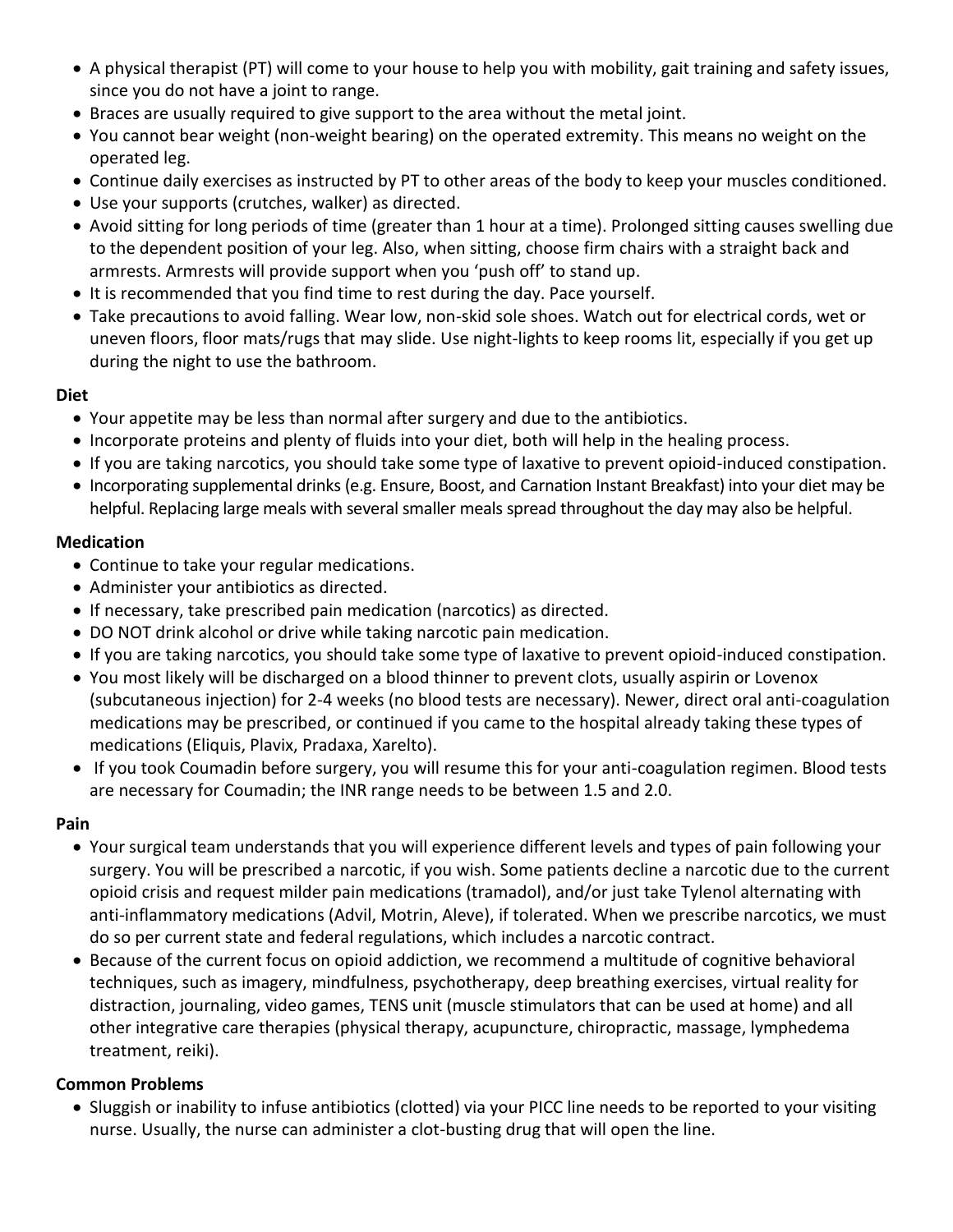- A physical therapist (PT) will come to your house to help you with mobility, gait training and safety issues, since you do not have a joint to range.
- Braces are usually required to give support to the area without the metal joint.
- You cannot bear weight (non-weight bearing) on the operated extremity. This means no weight on the operated leg.
- Continue daily exercises as instructed by PT to other areas of the body to keep your muscles conditioned.
- Use your supports (crutches, walker) as directed.
- Avoid sitting for long periods of time (greater than 1 hour at a time). Prolonged sitting causes swelling due to the dependent position of your leg. Also, when sitting, choose firm chairs with a straight back and armrests. Armrests will provide support when you 'push off' to stand up.
- It is recommended that you find time to rest during the day. Pace yourself.
- Take precautions to avoid falling. Wear low, non-skid sole shoes. Watch out for electrical cords, wet or uneven floors, floor mats/rugs that may slide. Use night-lights to keep rooms lit, especially if you get up during the night to use the bathroom.

**Diet**

- Your appetite may be less than normal after surgery and due to the antibiotics.
- Incorporate proteins and plenty of fluids into your diet, both will help in the healing process.
- If you are taking narcotics, you should take some type of laxative to prevent opioid-induced constipation.
- Incorporating supplemental drinks (e.g. Ensure, Boost, and Carnation Instant Breakfast) into your diet may be helpful. Replacing large meals with several smaller meals spread throughout the day may also be helpful.

**Medication**

- Continue to take your regular medications.
- Administer your antibiotics as directed.
- If necessary, take prescribed pain medication (narcotics) as directed.
- DO NOT drink alcohol or drive while taking narcotic pain medication.
- If you are taking narcotics, you should take some type of laxative to prevent opioid-induced constipation.
- You most likely will be discharged on a blood thinner to prevent clots, usually aspirin or Lovenox (subcutaneous injection) for 2-4 weeks (no blood tests are necessary). Newer, direct oral anti-coagulation medications may be prescribed, or continued if you came to the hospital already taking these types of medications (Eliquis, Plavix, Pradaxa, Xarelto).
- If you took Coumadin before surgery, you will resume this for your anti-coagulation regimen. Blood tests are necessary for Coumadin; the INR range needs to be between 1.5 and 2.0.

**Pain**

- Your surgical team understands that you will experience different levels and types of pain following your surgery. You will be prescribed a narcotic, if you wish. Some patients decline a narcotic due to the current opioid crisis and request milder pain medications (tramadol), and/or just take Tylenol alternating with anti-inflammatory medications (Advil, Motrin, Aleve), if tolerated. When we prescribe narcotics, we must do so per current state and federal regulations, which includes a narcotic contract.
- Because of the current focus on opioid addiction, we recommend a multitude of cognitive behavioral techniques, such as imagery, mindfulness, psychotherapy, deep breathing exercises, virtual reality for distraction, journaling, video games, TENS unit (muscle stimulators that can be used at home) and all other integrative care therapies (physical therapy, acupuncture, chiropractic, massage, lymphedema treatment, reiki).

**Common Problems**

- Sluggish or inability to infuse antibiotics (clotted) via your PICC line needs to be reported to your visiting nurse. Usually, the nurse can administer a clot-busting drug that will open the line.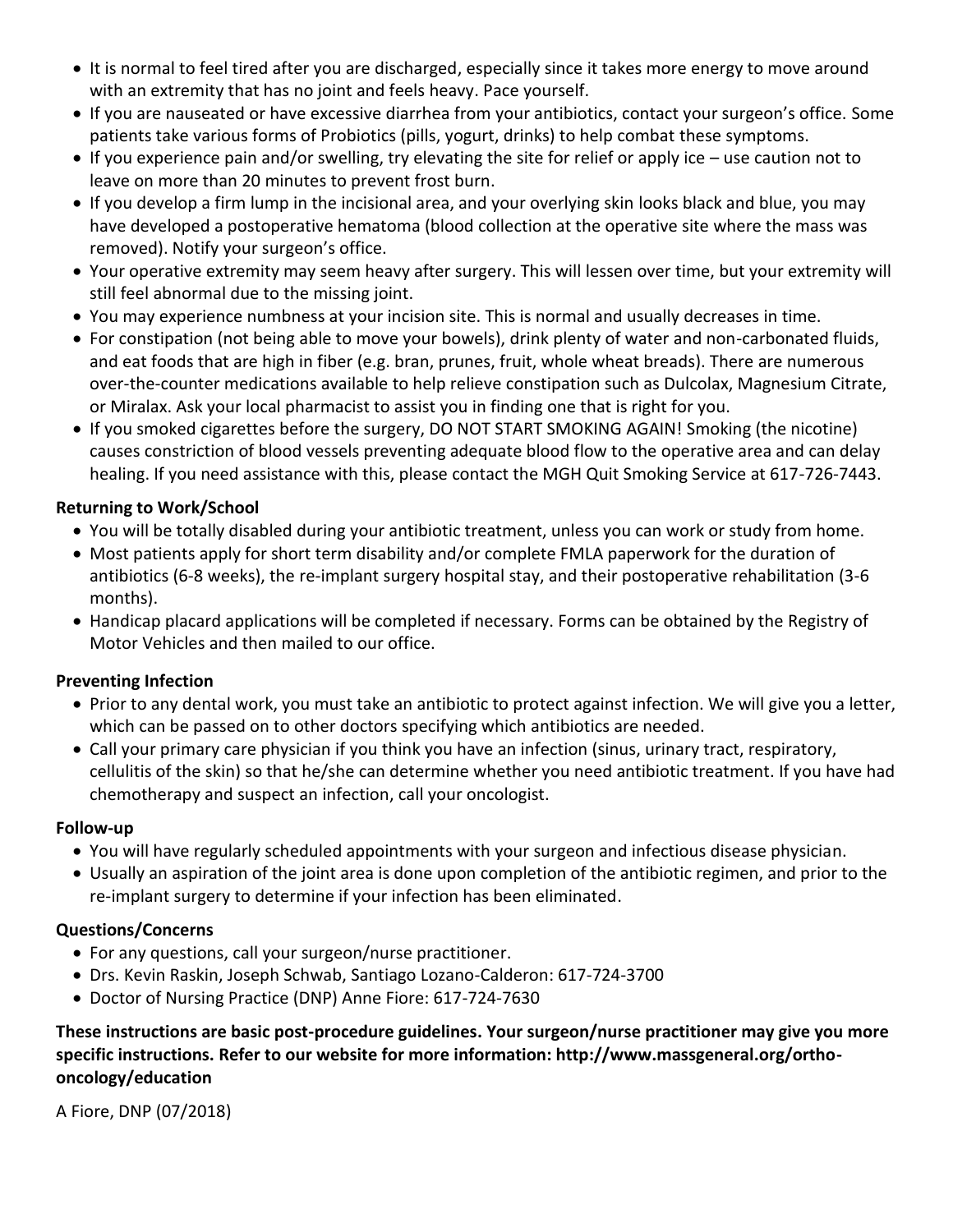- It is normal to feel tired after you are discharged, especially since it takes more energy to move around with an extremity that has no joint and feels heavy. Pace yourself.
- If you are nauseated or have excessive diarrhea from your antibiotics, contact your surgeon's office. Some patients take various forms of Probiotics (pills, yogurt, drinks) to help combat these symptoms.
- If you experience pain and/or swelling, try elevating the site for relief or apply ice – use caution not to leave on more than 20 minutes to prevent frost burn.
- If you develop a firm lump in the incisional area, and your overlying skin looks black and blue, you may have developed a postoperative hematoma (blood collection at the operative site where the mass was removed). Notify your surgeon's office.
- Your operative extremity may seem heavy after surgery. This will lessen over time, but your extremity will still feel abnormal due to the missing joint.
- You may experience numbness at your incision site. This is normal and usually decreases in time.
- For constipation (not being able to move your bowels), drink plenty of water and non-carbonated fluids, and eat foods that are high in fiber (e.g. bran, prunes, fruit, whole wheat breads). There are numerous over-the-counter medications available to help relieve constipation such as Dulcolax, Magnesium Citrate, or Miralax. Ask your local pharmacist to assist you in finding one that is right for you.
- If you smoked cigarettes before the surgery, DO NOT START SMOKING AGAIN! Smoking (the nicotine) causes constriction of blood vessels preventing adequate blood flow to the operative area and can delay healing. If you need assistance with this, please contact the MGH Quit Smoking Service at 617-726-7443.

**Returning to Work/School**

- You will be totally disabled during your antibiotic treatment, unless you can work or study from home.
- Most patients apply for short term disability and/or complete FMLA paperwork for the duration of antibiotics (6-8 weeks), the re-implant surgery hospital stay, and their postoperative rehabilitation (3-6 months).
- Handicap placard applications will be completed if necessary. Forms can be obtained by the Registry of Motor Vehicles and then mailed to our office.

**Preventing Infection**

- Prior to any dental work, you must take an antibiotic to protect against infection. We will give you a letter, which can be passed on to other doctors specifying which antibiotics are needed.
- Call your primary care physician if you think you have an infection (sinus, urinary tract, respiratory, cellulitis of the skin) so that he/she can determine whether you need antibiotic treatment. If you have had chemotherapy and suspect an infection, call your oncologist.

**Follow-up**

- You will have regularly scheduled appointments with your surgeon and infectious disease physician.
- Usually an aspiration of the joint area is done upon completion of the antibiotic regimen, and prior to the re-implant surgery to determine if your infection has been eliminated.

**Questions/Concerns**

- For any questions, call your surgeon/nurse practitioner.
- Drs. Kevin Raskin, Joseph Schwab, Santiago Lozano-Calderon: 617-724-3700
- Doctor of Nursing Practice (DNP) Anne Fiore: 617-724-7630

**These instructions are basic post-procedure guidelines. Your surgeon/nurse practitioner may give you more specific instructions. Refer to our website for more information: http://www.massgeneral.org/ortho-oncology/education**

A Fiore, DNP (07/2018)